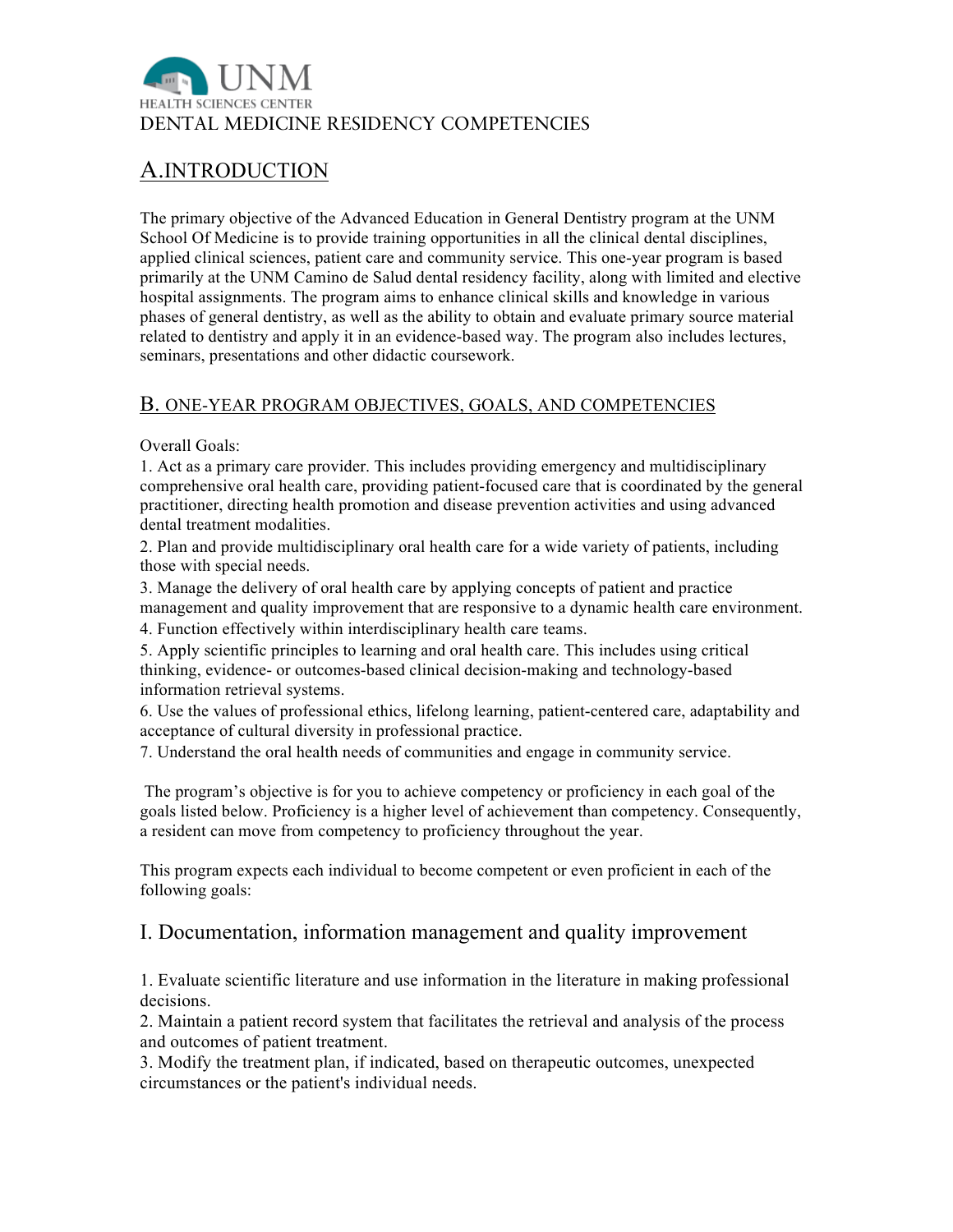UNM

HEALTH SCIENCES CENTER

DENTAL MEDICINE RESIDENCY COMPETENCIES

## A. INTRODUCTION

The primary objective of the Advanced Education in General Dentistry program at the UNM School Of Medicine is to provide training opportunities in all the clinical dental disciplines, applied clinical sciences, patient care and community service. This one-year program is based primarily at the UNM Camino de Salud dental residency facility, along with limited and elective hospital assignments. The program aims to enhance clinical skills and knowledge in various phases of general dentistry, as well as the ability to obtain and evaluate primary source material related to dentistry and apply it in an evidence-based way. The program also includes lectures, seminars, presentations and other didactic coursework.

## B. ONE-YEAR PROGRAM OBJECTIVES, GOALS, AND COMPETENCIES

Overall Goals:

1. Act as a primary care provider. This includes providing emergency and multidisciplinary comprehensive oral health care, providing patient-focused care that is coordinated by the general practitioner, directing health promotion and disease prevention activities and using advanced dental treatment modalities.
2. Plan and provide multidisciplinary oral health care for a wide variety of patients, including those with special needs.
3. Manage the delivery of oral health care by applying concepts of patient and practice management and quality improvement that are responsive to a dynamic health care environment.
4. Function effectively within interdisciplinary health care teams.
5. Apply scientific principles to learning and oral health care. This includes using critical thinking, evidence- or outcomes-based clinical decision-making and technology-based information retrieval systems.
6. Use the values of professional ethics, lifelong learning, patient-centered care, adaptability and acceptance of cultural diversity in professional practice.
7. Understand the oral health needs of communities and engage in community service.

The program's objective is for you to achieve competency or proficiency in each goal of the goals listed below. Proficiency is a higher level of achievement than competency. Consequently, a resident can move from competency to proficiency throughout the year.

This program expects each individual to become competent or even proficient in each of the following goals:

## I. Documentation, information management and quality improvement

1. Evaluate scientific literature and use information in the literature in making professional decisions.
2. Maintain a patient record system that facilitates the retrieval and analysis of the process and outcomes of patient treatment.
3. Modify the treatment plan, if indicated, based on therapeutic outcomes, unexpected circumstances or the patient's individual needs.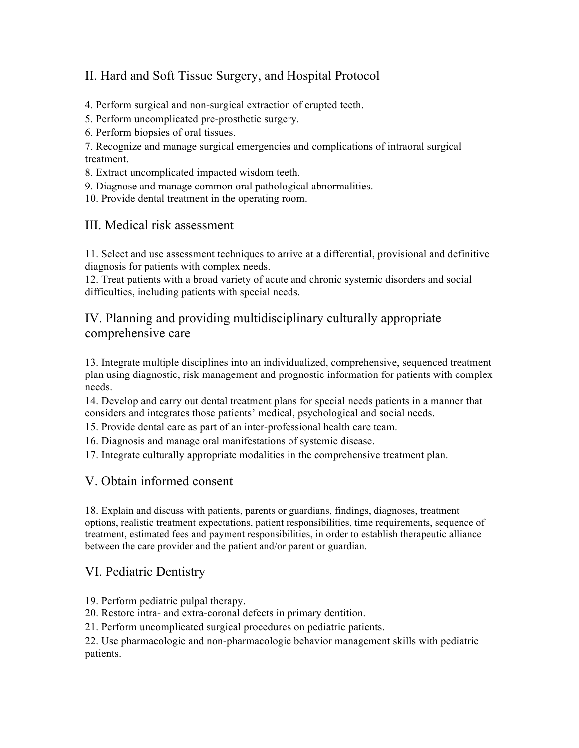## II. Hard and Soft Tissue Surgery, and Hospital Protocol

4. Perform surgical and non-surgical extraction of erupted teeth.
5. Perform uncomplicated pre-prosthetic surgery.
6. Perform biopsies of oral tissues.
7. Recognize and manage surgical emergencies and complications of intraoral surgical treatment.
8. Extract uncomplicated impacted wisdom teeth.
9. Diagnose and manage common oral pathological abnormalities.
10. Provide dental treatment in the operating room.

## III. Medical risk assessment

11. Select and use assessment techniques to arrive at a differential, provisional and definitive diagnosis for patients with complex needs.
12. Treat patients with a broad variety of acute and chronic systemic disorders and social difficulties, including patients with special needs.

## IV. Planning and providing multidisciplinary culturally appropriate comprehensive care

13. Integrate multiple disciplines into an individualized, comprehensive, sequenced treatment plan using diagnostic, risk management and prognostic information for patients with complex needs.
14. Develop and carry out dental treatment plans for special needs patients in a manner that considers and integrates those patients' medical, psychological and social needs.
15. Provide dental care as part of an inter-professional health care team.
16. Diagnosis and manage oral manifestations of systemic disease.
17. Integrate culturally appropriate modalities in the comprehensive treatment plan.

## V. Obtain informed consent

18. Explain and discuss with patients, parents or guardians, findings, diagnoses, treatment options, realistic treatment expectations, patient responsibilities, time requirements, sequence of treatment, estimated fees and payment responsibilities, in order to establish therapeutic alliance between the care provider and the patient and/or parent or guardian.

## VI. Pediatric Dentistry

19. Perform pediatric pulpal therapy.
20. Restore intra- and extra-coronal defects in primary dentition.
21. Perform uncomplicated surgical procedures on pediatric patients.
22. Use pharmacologic and non-pharmacologic behavior management skills with pediatric patients.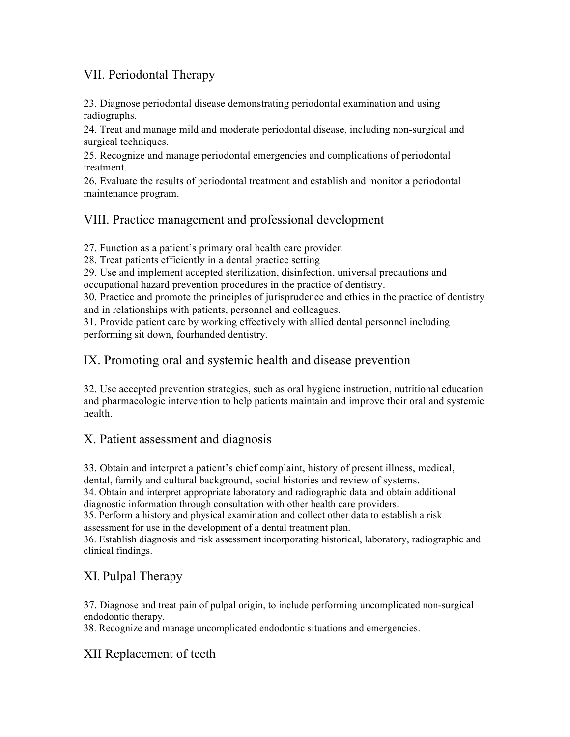## VII. Periodontal Therapy

23. Diagnose periodontal disease demonstrating periodontal examination and using radiographs.
24. Treat and manage mild and moderate periodontal disease, including non-surgical and surgical techniques.
25. Recognize and manage periodontal emergencies and complications of periodontal treatment.
26. Evaluate the results of periodontal treatment and establish and monitor a periodontal maintenance program.

## VIII. Practice management and professional development

27. Function as a patient's primary oral health care provider.
28. Treat patients efficiently in a dental practice setting
29. Use and implement accepted sterilization, disinfection, universal precautions and occupational hazard prevention procedures in the practice of dentistry.
30. Practice and promote the principles of jurisprudence and ethics in the practice of dentistry and in relationships with patients, personnel and colleagues.
31. Provide patient care by working effectively with allied dental personnel including performing sit down, fourhanded dentistry.

## IX. Promoting oral and systemic health and disease prevention

32. Use accepted prevention strategies, such as oral hygiene instruction, nutritional education and pharmacologic intervention to help patients maintain and improve their oral and systemic health.

## X. Patient assessment and diagnosis

33. Obtain and interpret a patient's chief complaint, history of present illness, medical, dental, family and cultural background, social histories and review of systems.
34. Obtain and interpret appropriate laboratory and radiographic data and obtain additional diagnostic information through consultation with other health care providers.
35. Perform a history and physical examination and collect other data to establish a risk assessment for use in the development of a dental treatment plan.
36. Establish diagnosis and risk assessment incorporating historical, laboratory, radiographic and clinical findings.

## XI. Pulpal Therapy

37. Diagnose and treat pain of pulpal origin, to include performing uncomplicated non-surgical endodontic therapy.
38. Recognize and manage uncomplicated endodontic situations and emergencies.

## XII Replacement of teeth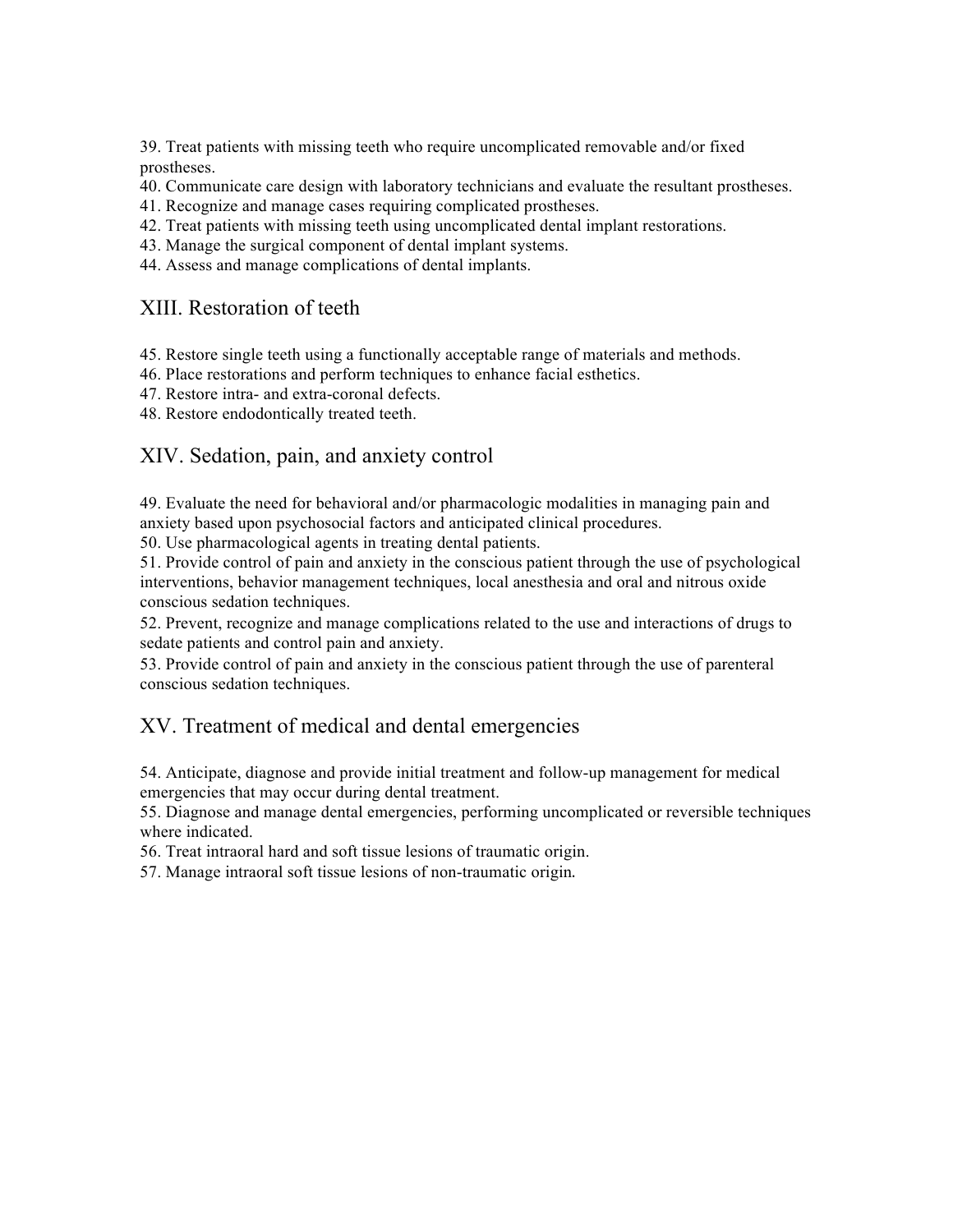39. Treat patients with missing teeth who require uncomplicated removable and/or fixed prostheses.
40. Communicate care design with laboratory technicians and evaluate the resultant prostheses.
41. Recognize and manage cases requiring complicated prostheses.
42. Treat patients with missing teeth using uncomplicated dental implant restorations.
43. Manage the surgical component of dental implant systems.
44. Assess and manage complications of dental implants.

## XIII. Restoration of teeth

45. Restore single teeth using a functionally acceptable range of materials and methods.
46. Place restorations and perform techniques to enhance facial esthetics.
47. Restore intra- and extra-coronal defects.
48. Restore endodontically treated teeth.

## XIV. Sedation, pain, and anxiety control

49. Evaluate the need for behavioral and/or pharmacologic modalities in managing pain and anxiety based upon psychosocial factors and anticipated clinical procedures.
50. Use pharmacological agents in treating dental patients.
51. Provide control of pain and anxiety in the conscious patient through the use of psychological interventions, behavior management techniques, local anesthesia and oral and nitrous oxide conscious sedation techniques.
52. Prevent, recognize and manage complications related to the use and interactions of drugs to sedate patients and control pain and anxiety.
53. Provide control of pain and anxiety in the conscious patient through the use of parenteral conscious sedation techniques.

## XV. Treatment of medical and dental emergencies

54. Anticipate, diagnose and provide initial treatment and follow-up management for medical emergencies that may occur during dental treatment.
55. Diagnose and manage dental emergencies, performing uncomplicated or reversible techniques where indicated.
56. Treat intraoral hard and soft tissue lesions of traumatic origin.
57. Manage intraoral soft tissue lesions of non-traumatic origin.